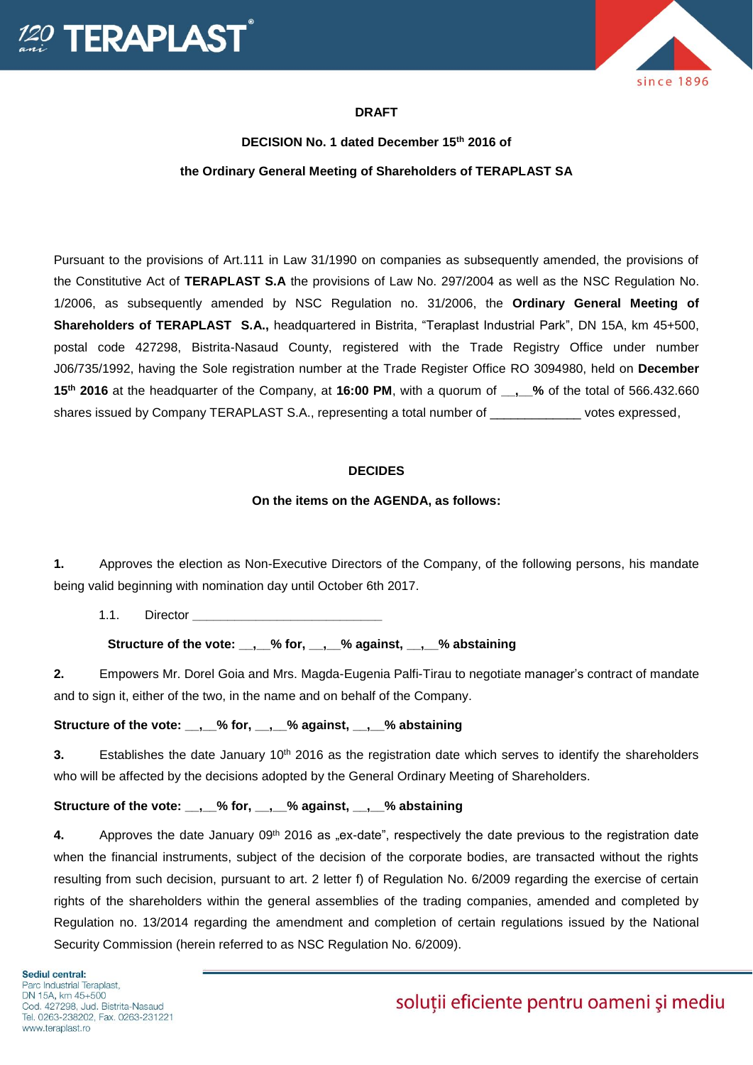**DRAFT**

**DECISION No. 1 dated December 15th 2016 of**

**the Ordinary General Meeting of Shareholders of TERAPLAST SA**

Pursuant to the provisions of Art.111 in Law 31/1990 on companies as subsequently amended, the provisions of the Constitutive Act of **TERAPLAST S.A** the provisions of Law No. 297/2004 as well as the NSC Regulation No. 1/2006, as subsequently amended by NSC Regulation no. 31/2006, the **Ordinary General Meeting of Shareholders of TERAPLAST S.A.,** headquartered in Bistrita, "Teraplast Industrial Park", DN 15A, km 45+500, postal code 427298, Bistrita-Nasaud County, registered with the Trade Registry Office under number J06/735/1992, having the Sole registration number at the Trade Register Office RO 3094980, held on **December 15th 2016** at the headquarter of the Company, at **16:00 PM**, with a quorum of **__,__%** of the total of 566.432.660 shares issued by Company TERAPLAST S.A., representing a total number of _____________ votes expressed,

**DECIDES**

**On the items on the AGENDA, as follows:**

**1.** Approves the election as Non-Executive Directors of the Company, of the following persons, his mandate being valid beginning with nomination day until October 6th 2017.

1.1. Director ___________________________

**Structure of the vote: __,__% for, __,__% against, __,__% abstaining**

**2.** Empowers Mr. Dorel Goia and Mrs. Magda-Eugenia Palfi-Tirau to negotiate manager's contract of mandate and to sign it, either of the two, in the name and on behalf of the Company.

**Structure of the vote: __,__% for, __,__% against, __,__% abstaining**

**3.** Establishes the date January 10th 2016 as the registration date which serves to identify the shareholders who will be affected by the decisions adopted by the General Ordinary Meeting of Shareholders.

**Structure of the vote: __,__% for, __,__% against, __,__% abstaining**

**4.** Approves the date January 09th 2016 as „ex-date", respectively the date previous to the registration date when the financial instruments, subject of the decision of the corporate bodies, are transacted without the rights resulting from such decision, pursuant to art. 2 letter f) of Regulation No. 6/2009 regarding the exercise of certain rights of the shareholders within the general assemblies of the trading companies, amended and completed by Regulation no. 13/2014 regarding the amendment and completion of certain regulations issued by the National Security Commission (herein referred to as NSC Regulation No. 6/2009).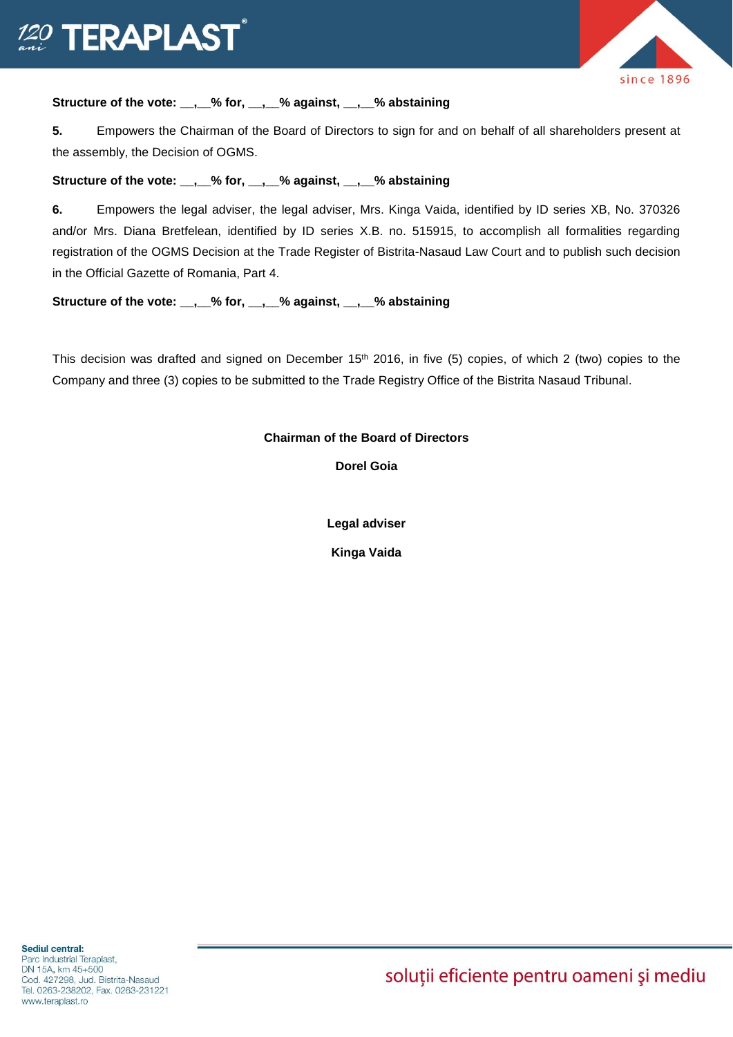**Structure of the vote: __,__% for, __,__% against, __,__% abstaining**

**5.** Empowers the Chairman of the Board of Directors to sign for and on behalf of all shareholders present at the assembly, the Decision of OGMS.

**Structure of the vote: __,__% for, __,__% against, __,__% abstaining**

**6.** Empowers the legal adviser, the legal adviser, Mrs. Kinga Vaida, identified by ID series XB, No. 370326 and/or Mrs. Diana Bretfelean, identified by ID series X.B. no. 515915, to accomplish all formalities regarding registration of the OGMS Decision at the Trade Register of Bistrita-Nasaud Law Court and to publish such decision in the Official Gazette of Romania, Part 4.

**Structure of the vote: __,__% for, __,__% against, __,__% abstaining**

This decision was drafted and signed on December 15th 2016, in five (5) copies, of which 2 (two) copies to the Company and three (3) copies to be submitted to the Trade Registry Office of the Bistrita Nasaud Tribunal.

**Chairman of the Board of Directors**

**Dorel Goia**

**Legal adviser**

**Kinga Vaida**